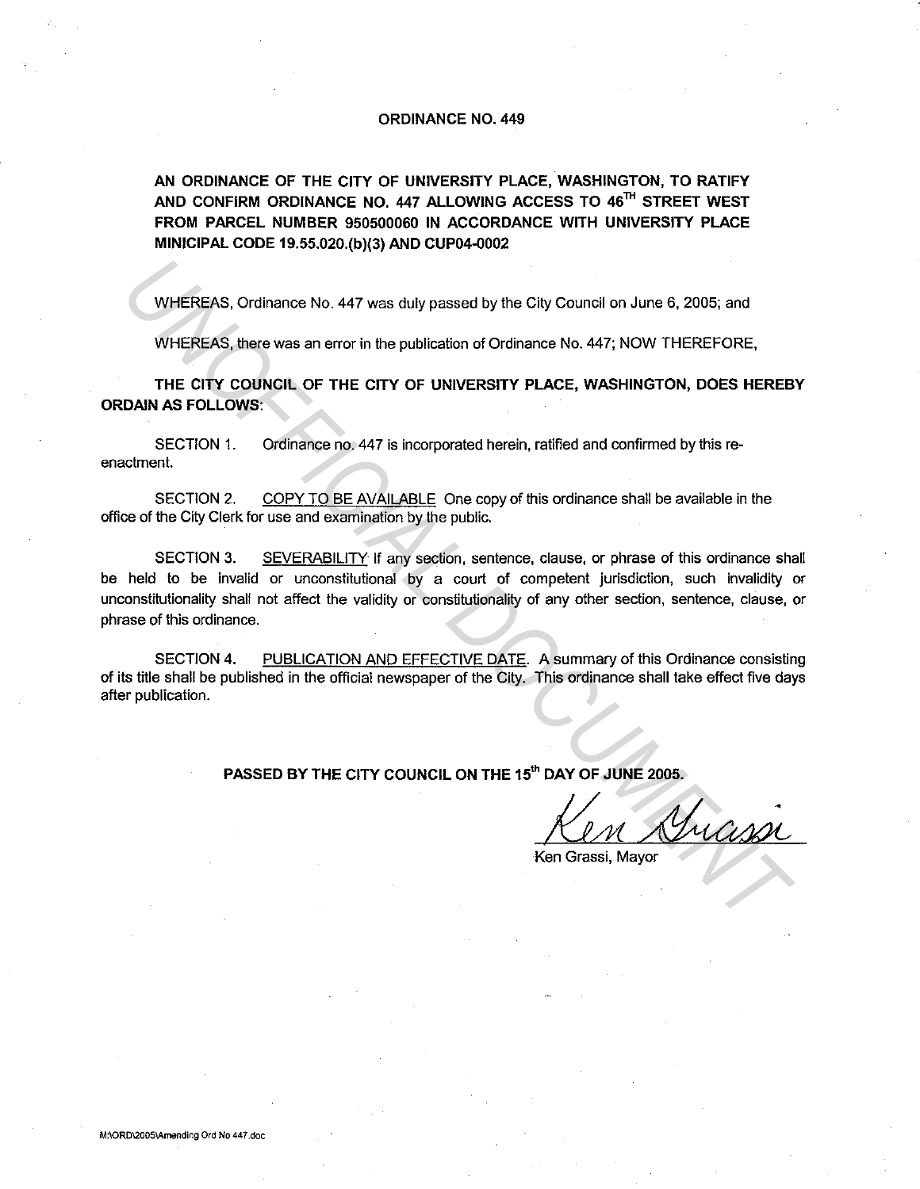# ORDINANCE NO. 449

**AN ORDINANCE OF THE CITY OF UNIVERSITY PLACE, WASHINGTON, TO RATIFY AND CONFIRM ORDINANCE NO. 447 ALLOWING ACCESS TO 46TH STREET WEST FROM PARCEL NUMBER 950500060 IN ACCORDANCE WITH UNIVERSITY PLACE MINICIPAL CODE 19.55.020.(b)(3) AND CUP04-0002**

WHEREAS, Ordinance No. 447 was duly passed by the City Council on June 6, 2005; and

WHEREAS, there was an error in the publication of Ordinance No. 447; NOW THEREFORE,

**THE CITY COUNCIL OF THE CITY OF UNIVERSITY PLACE, WASHINGTON, DOES HEREBY ORDAIN AS FOLLOWS:**

SECTION 1. Ordinance no. 447 is incorporated herein, ratified and confirmed by this re-enactment.

SECTION 2. COPY TO BE AVAILABLE One copy of this ordinance shall be available in the office of the City Clerk for use and examination by the public.

SECTION 3. SEVERABILITY If any section, sentence, clause, or phrase of this ordinance shall be held to be invalid or unconstitutional by a court of competent jurisdiction, such invalidity or unconstitutionality shall not affect the validity or constitutionality of any other section, sentence, clause, or phrase of this ordinance.

SECTION 4. PUBLICATION AND EFFECTIVE DATE. A summary of this Ordinance consisting of its title shall be published in the official newspaper of the City. This ordinance shall take effect five days after publication.

**PASSED BY THE CITY COUNCIL ON THE 15th DAY OF JUNE 2005.**

Ken Grassi

Ken Grassi, Mayor

M:\ORD\2005\Amending Ord No 447.doc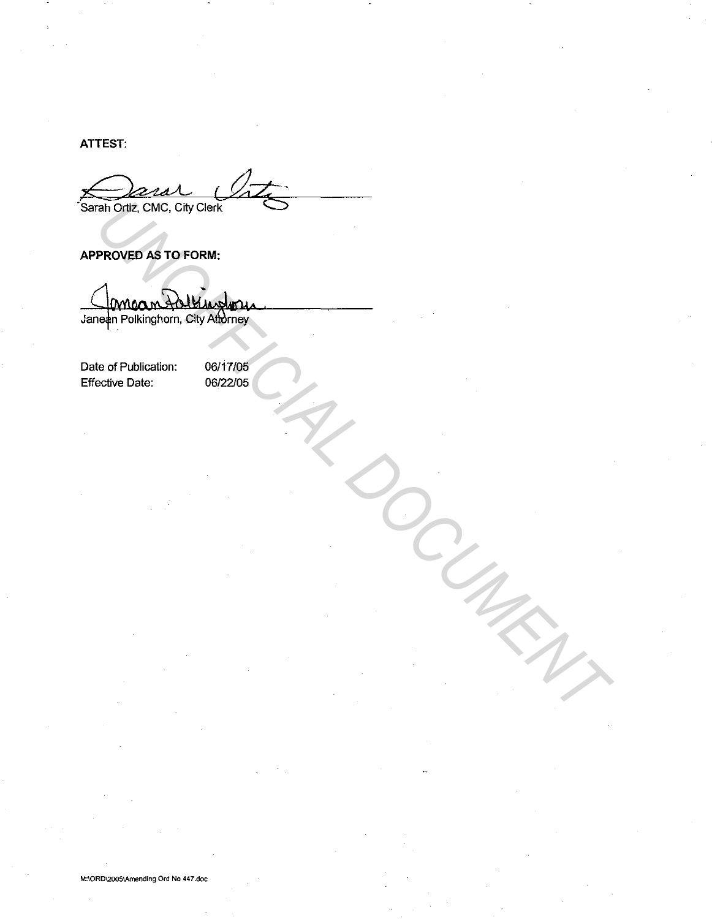**ATTEST:**

Sarah Ortiz, CMC, City Clerk

**APPROVED AS TO FORM:**

Janean Polkinghorn, City Attorney

| | |
|---|---|
| Date of Publication: | 06/17/05 |
| Effective Date: | 06/22/05 |

M:\ORD\2005\Amending Ord No 447.doc